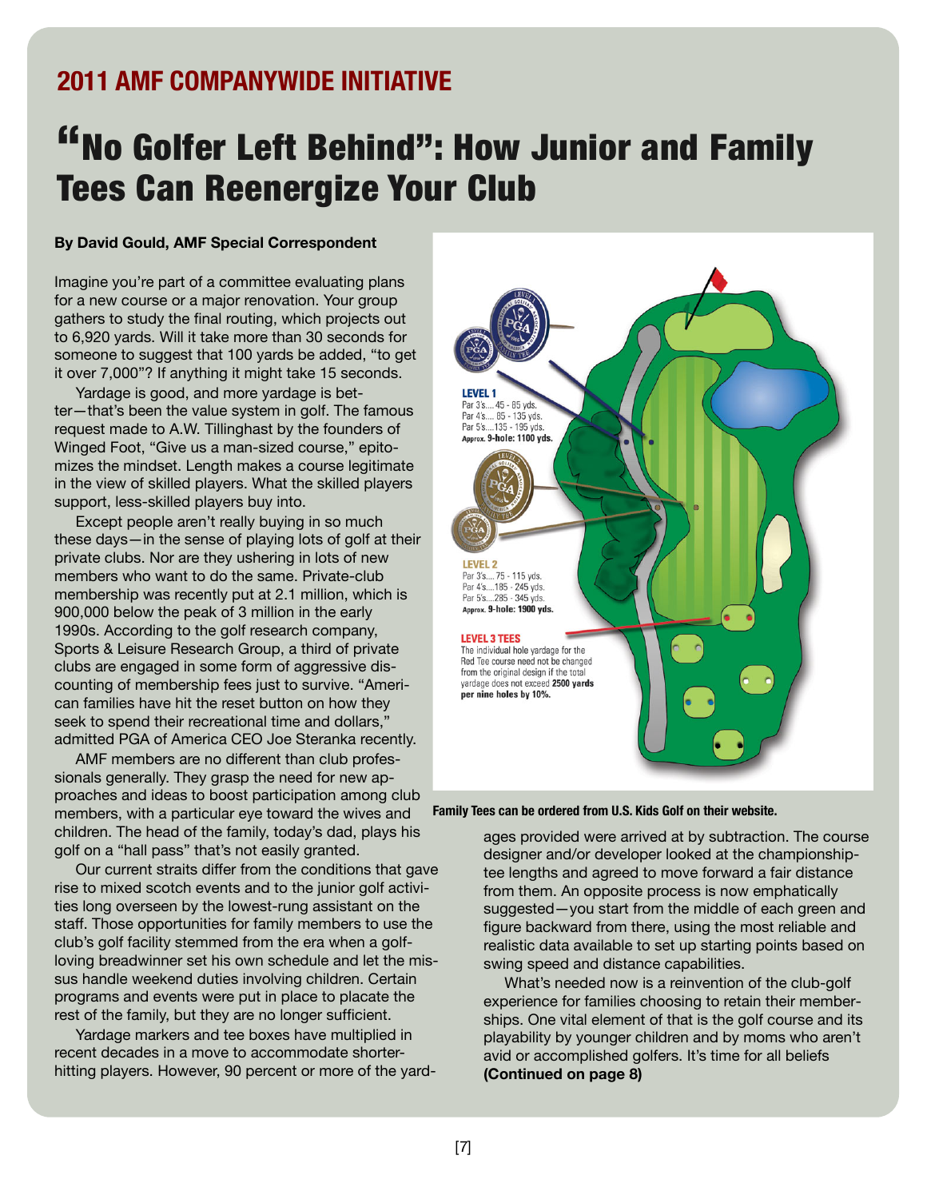## 2011 AMF COMPANYWIDE INITIATIVE

# "No Golfer Left Behind": How Junior and Family Tees Can Reenergize Your Club

**By David Gould, AMF Special Correspondent**

Imagine you're part of a committee evaluating plans for a new course or a major renovation. Your group gathers to study the final routing, which projects out to 6,920 yards. Will it take more than 30 seconds for someone to suggest that 100 yards be added, "to get it over 7,000"? If anything it might take 15 seconds.

Yardage is good, and more yardage is better—that's been the value system in golf. The famous request made to A.W. Tillinghast by the founders of Winged Foot, "Give us a man-sized course," epitomizes the mindset. Length makes a course legitimate in the view of skilled players. What the skilled players support, less-skilled players buy into.

Except people aren't really buying in so much these days—in the sense of playing lots of golf at their private clubs. Nor are they ushering in lots of new members who want to do the same. Private-club membership was recently put at 2.1 million, which is 900,000 below the peak of 3 million in the early 1990s. According to the golf research company, Sports & Leisure Research Group, a third of private clubs are engaged in some form of aggressive discounting of membership fees just to survive. "American families have hit the reset button on how they seek to spend their recreational time and dollars," admitted PGA of America CEO Joe Steranka recently.

AMF members are no different than club professionals generally. They grasp the need for new approaches and ideas to boost participation among club members, with a particular eye toward the wives and children. The head of the family, today's dad, plays his golf on a "hall pass" that's not easily granted.

Our current straits differ from the conditions that gave rise to mixed scotch events and to the junior golf activities long overseen by the lowest-rung assistant on the staff. Those opportunities for family members to use the club's golf facility stemmed from the era when a golf-loving breadwinner set his own schedule and let the missus handle weekend duties involving children. Certain programs and events were put in place to placate the rest of the family, but they are no longer sufficient.

Yardage markers and tee boxes have multiplied in recent decades in a move to accommodate shorter-hitting players. However, 90 percent or more of the yardages provided were arrived at by subtraction. The course designer and/or developer looked at the championship-tee lengths and agreed to move forward a fair distance from them. An opposite process is now emphatically suggested—you start from the middle of each green and figure backward from there, using the most reliable and realistic data available to set up starting points based on swing speed and distance capabilities.

What's needed now is a reinvention of the club-golf experience for families choosing to retain their memberships. One vital element of that is the golf course and its playability by younger children and by moms who aren't avid or accomplished golfers. It's time for all beliefs **(Continued on page 8)**

**LEVEL 1**
Par 3's.... 45 - 85 yds.
Par 4's.... 85 - 135 yds.
Par 5's....135 - 195 yds.
**Approx. 9-hole: 1100 yds.**

**LEVEL 2**
Par 3's.... 75 - 115 yds.
Par 4's....185 - 245 yds.
Par 5's....285 - 345 yds.
**Approx. 9-hole: 1900 yds.**

**LEVEL 3 TEES**
The individual hole yardage for the Red Tee course need not be changed from the original design if the total yardage does not exceed **2500 yards per nine holes by 10%.**

**Family Tees can be ordered from U.S. Kids Golf on their website.**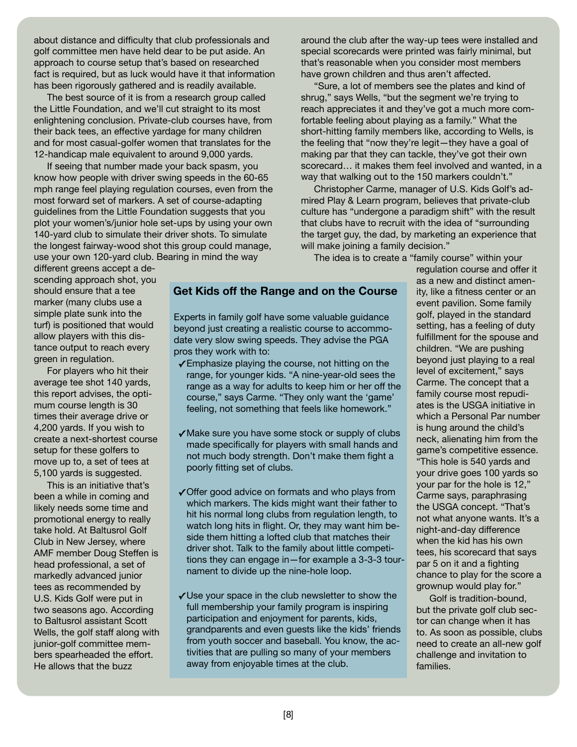about distance and difficulty that club professionals and golf committee men have held dear to be put aside. An approach to course setup that's based on researched fact is required, but as luck would have it that information has been rigorously gathered and is readily available.

The best source of it is from a research group called the Little Foundation, and we'll cut straight to its most enlightening conclusion. Private-club courses have, from their back tees, an effective yardage for many children and for most casual-golfer women that translates for the 12-handicap male equivalent to around 9,000 yards.

If seeing that number made your back spasm, you know how people with driver swing speeds in the 60-65 mph range feel playing regulation courses, even from the most forward set of markers. A set of course-adapting guidelines from the Little Foundation suggests that you plot your women's/junior hole set-ups by using your own 140-yard club to simulate their driver shots. To simulate the longest fairway-wood shot this group could manage, use your own 120-yard club. Bearing in mind the way different greens accept a descending approach shot, you should ensure that a tee marker (many clubs use a simple plate sunk into the turf) is positioned that would allow players with this distance output to reach every green in regulation.

For players who hit their average tee shot 140 yards, this report advises, the optimum course length is 30 times their average drive or 4,200 yards. If you wish to create a next-shortest course setup for these golfers to move up to, a set of tees at 5,100 yards is suggested.

This is an initiative that's been a while in coming and likely needs some time and promotional energy to really take hold. At Baltusrol Golf Club in New Jersey, where AMF member Doug Steffen is head professional, a set of markedly advanced junior tees as recommended by U.S. Kids Golf were put in two seasons ago. According to Baltusrol assistant Scott Wells, the golf staff along with junior-golf committee members spearheaded the effort. He allows that the buzz around the club after the way-up tees were installed and special scorecards were printed was fairly minimal, but that's reasonable when you consider most members have grown children and thus aren't affected.

"Sure, a lot of members see the plates and kind of shrug," says Wells, "but the segment we're trying to reach appreciates it and they've got a much more comfortable feeling about playing as a family." What the short-hitting family members like, according to Wells, is the feeling that "now they're legit—they have a goal of making par that they can tackle, they've got their own scorecard… it makes them feel involved and wanted, in a way that walking out to the 150 markers couldn't."

Christopher Carme, manager of U.S. Kids Golf's admired Play & Learn program, believes that private-club culture has "undergone a paradigm shift" with the result that clubs have to recruit with the idea of "surrounding the target guy, the dad, by marketing an experience that will make joining a family decision."

The idea is to create a "family course" within your regulation course and offer it as a new and distinct amenity, like a fitness center or an event pavilion. Some family golf, played in the standard setting, has a feeling of duty fulfillment for the spouse and children. "We are pushing beyond just playing to a real level of excitement," says Carme. The concept that a family course most repudiates is the USGA initiative in which a Personal Par number is hung around the child's neck, alienating him from the game's competitive essence. "This hole is 540 yards and your drive goes 100 yards so your par for the hole is 12," Carme says, paraphrasing the USGA concept. "That's not what anyone wants. It's a night-and-day difference when the kid has his own tees, his scorecard that says par 5 on it and a fighting chance to play for the score a grownup would play for."

Golf is tradition-bound, but the private golf club sector can change when it has to. As soon as possible, clubs need to create an all-new golf challenge and invitation to families.

## Get Kids off the Range and on the Course

Experts in family golf have some valuable guidance beyond just creating a realistic course to accommodate very slow swing speeds. They advise the PGA pros they work with to:

- ✓Emphasize playing the course, not hitting on the range, for younger kids. "A nine-year-old sees the range as a way for adults to keep him or her off the course," says Carme. "They only want the 'game' feeling, not something that feels like homework."
- ✓Make sure you have some stock or supply of clubs made specifically for players with small hands and not much body strength. Don't make them fight a poorly fitting set of clubs.
- ✓Offer good advice on formats and who plays from which markers. The kids might want their father to hit his normal long clubs from regulation length, to watch long hits in flight. Or, they may want him beside them hitting a lofted club that matches their driver shot. Talk to the family about little competitions they can engage in—for example a 3-3-3 tournament to divide up the nine-hole loop.
- ✓Use your space in the club newsletter to show the full membership your family program is inspiring participation and enjoyment for parents, kids, grandparents and even guests like the kids' friends from youth soccer and baseball. You know, the activities that are pulling so many of your members away from enjoyable times at the club.